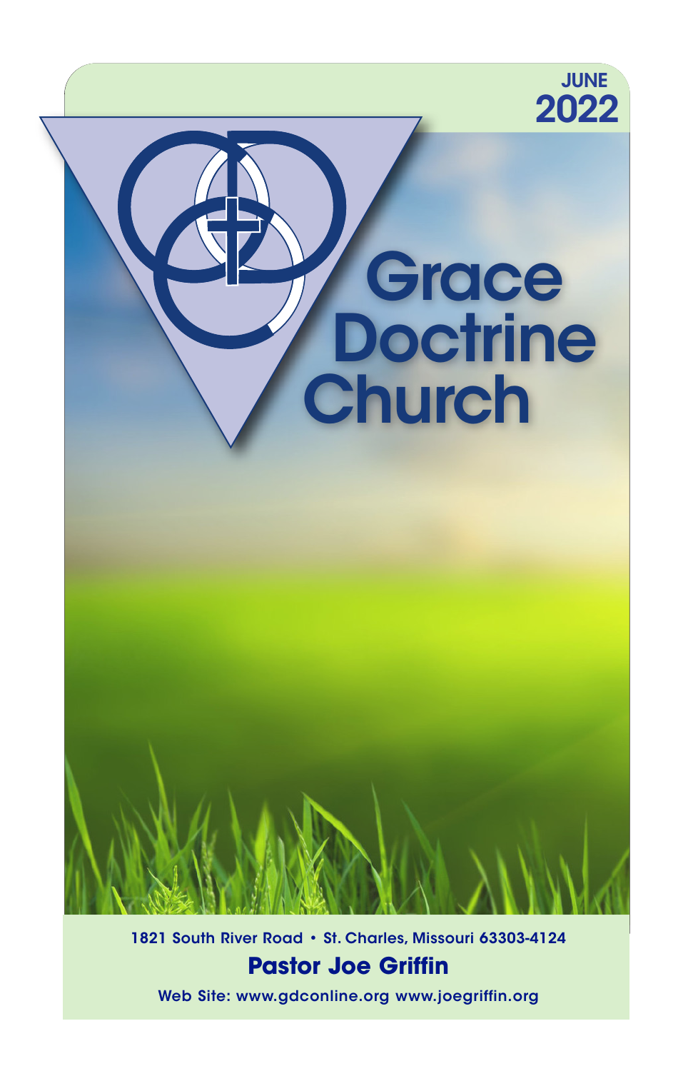JUNE
2022

# Grace Doctrine Church

1821 South River Road • St. Charles, Missouri 63303-4124

**Pastor Joe Griffin**

Web Site: www.gdconline.org www.joegriffin.org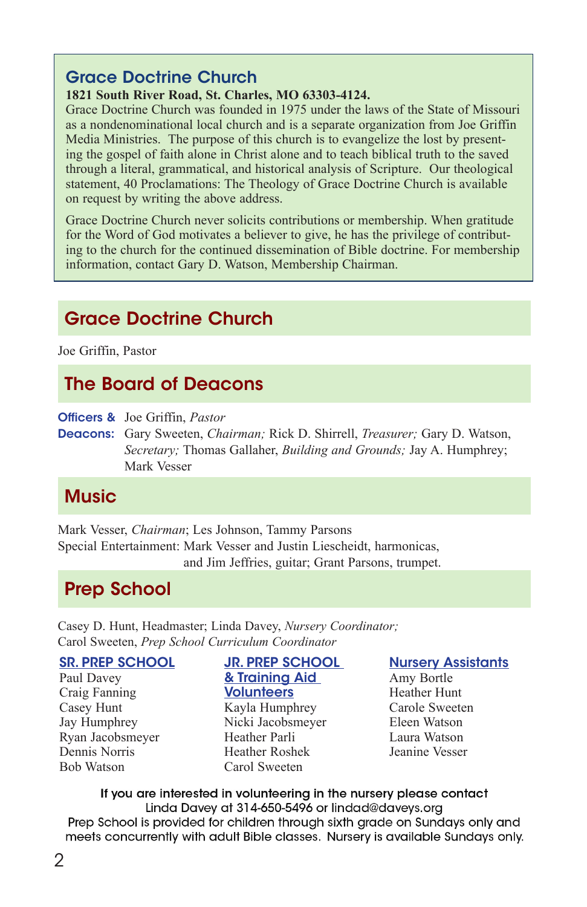## Grace Doctrine Church

**1821 South River Road, St. Charles, MO 63303-4124.**

Grace Doctrine Church was founded in 1975 under the laws of the State of Missouri as a nondenominational local church and is a separate organization from Joe Griffin Media Ministries. The purpose of this church is to evangelize the lost by presenting the gospel of faith alone in Christ alone and to teach biblical truth to the saved through a literal, grammatical, and historical analysis of Scripture. Our theological statement, 40 Proclamations: The Theology of Grace Doctrine Church is available on request by writing the above address.

Grace Doctrine Church never solicits contributions or membership. When gratitude for the Word of God motivates a believer to give, he has the privilege of contributing to the church for the continued dissemination of Bible doctrine. For membership information, contact Gary D. Watson, Membership Chairman.

## Grace Doctrine Church

Joe Griffin, Pastor

## The Board of Deacons

**Officers & Deacons:** Joe Griffin, *Pastor*
Gary Sweeten, *Chairman;* Rick D. Shirrell, *Treasurer;* Gary D. Watson, *Secretary;* Thomas Gallaher, *Building and Grounds;* Jay A. Humphrey; Mark Vesser

## Music

Mark Vesser, *Chairman*; Les Johnson, Tammy Parsons

Special Entertainment: Mark Vesser and Justin Liescheidt, harmonicas, and Jim Jeffries, guitar; Grant Parsons, trumpet.

## Prep School

Casey D. Hunt, Headmaster; Linda Davey, *Nursery Coordinator;*
Carol Sweeten, *Prep School Curriculum Coordinator*

**SR. PREP SCHOOL**
- Paul Davey
- Craig Fanning
- Casey Hunt
- Jay Humphrey
- Ryan Jacobsmeyer
- Dennis Norris
- Bob Watson

**JR. PREP SCHOOL & Training Aid Volunteers**
- Kayla Humphrey
- Nicki Jacobsmeyer
- Heather Parli
- Heather Roshek
- Carol Sweeten

**Nursery Assistants**
- Amy Bortle
- Heather Hunt
- Carole Sweeten
- Eleen Watson
- Laura Watson
- Jeanine Vesser

If you are interested in volunteering in the nursery please contact Linda Davey at 314-650-5496 or lindad@daveys.org
Prep School is provided for children through sixth grade on Sundays only and meets concurrently with adult Bible classes. Nursery is available Sundays only.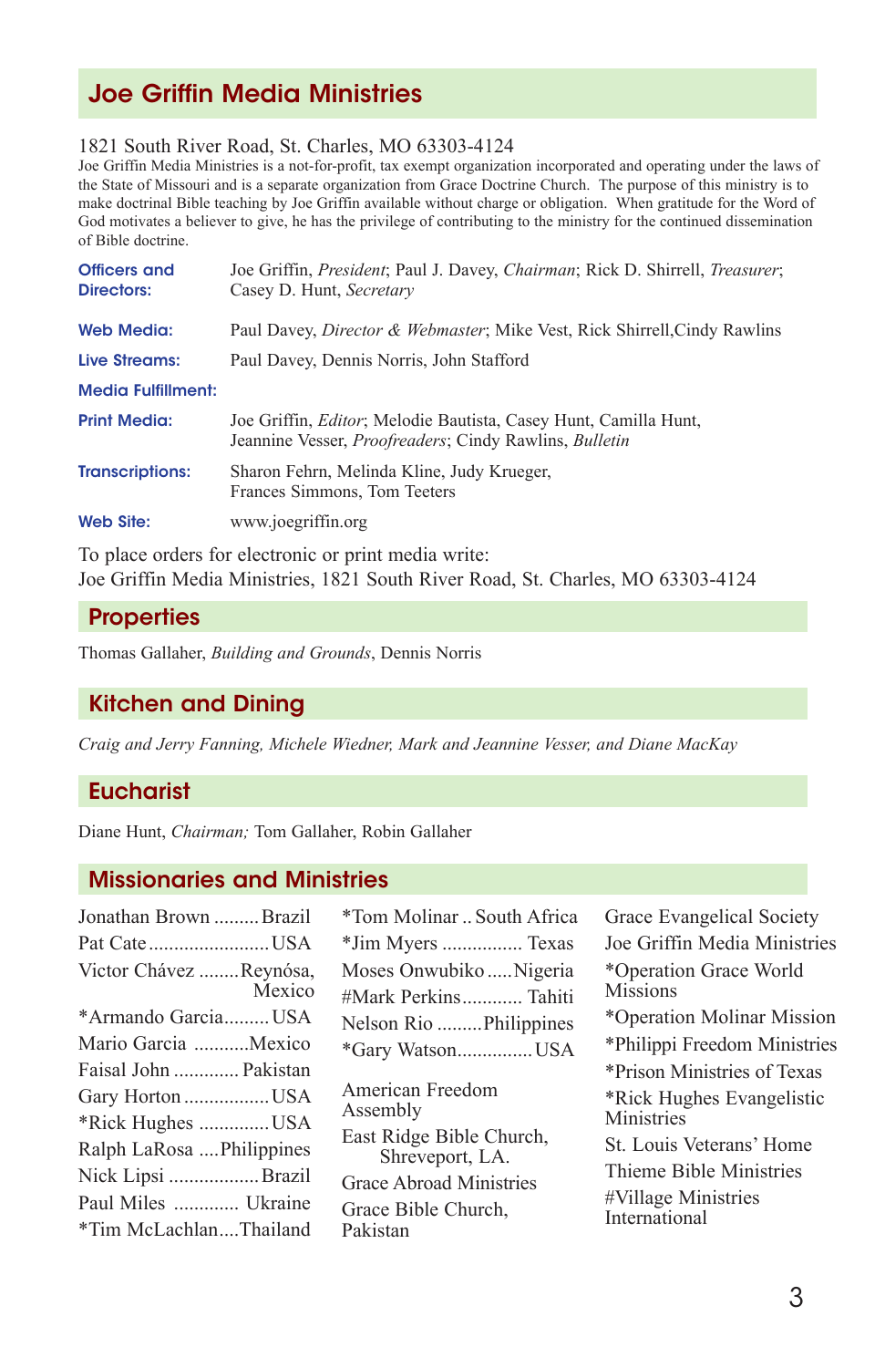## Joe Griffin Media Ministries

1821 South River Road, St. Charles, MO 63303-4124

Joe Griffin Media Ministries is a not-for-profit, tax exempt organization incorporated and operating under the laws of the State of Missouri and is a separate organization from Grace Doctrine Church. The purpose of this ministry is to make doctrinal Bible teaching by Joe Griffin available without charge or obligation. When gratitude for the Word of God motivates a believer to give, he has the privilege of contributing to the ministry for the continued dissemination of Bible doctrine.

**Officers and Directors:** Joe Griffin, *President*; Paul J. Davey, *Chairman*; Rick D. Shirrell, *Treasurer*; Casey D. Hunt, *Secretary*

**Web Media:** Paul Davey, *Director & Webmaster*; Mike Vest, Rick Shirrell, Cindy Rawlins

**Live Streams:** Paul Davey, Dennis Norris, John Stafford

**Media Fulfillment:**

**Print Media:** Joe Griffin, *Editor*; Melodie Bautista, Casey Hunt, Camilla Hunt, Jeannine Vesser, *Proofreaders*; Cindy Rawlins, *Bulletin*

**Transcriptions:** Sharon Fehrn, Melinda Kline, Judy Krueger, Frances Simmons, Tom Teeters

**Web Site:** www.joegriffin.org

To place orders for electronic or print media write:
Joe Griffin Media Ministries, 1821 South River Road, St. Charles, MO 63303-4124

## Properties

Thomas Gallaher, *Building and Grounds*, Dennis Norris

## Kitchen and Dining

*Craig and Jerry Fanning, Michele Wiedner, Mark and Jeannine Vesser, and Diane MacKay*

## Eucharist

Diane Hunt, *Chairman;* Tom Gallaher, Robin Gallaher

## Missionaries and Ministries

Jonathan Brown ......... Brazil
Pat Cate ........................ USA
Victor Chávez ........ Reynósa, Mexico
*Armando Garcia......... USA
Mario Garcia ........... Mexico
Faisal John ............. Pakistan
Gary Horton ................. USA
*Rick Hughes .............. USA
Ralph LaRosa .... Philippines
Nick Lipsi .................. Brazil
Paul Miles ............. Ukraine
*Tim McLachlan.... Thailand
*Tom Molinar .. South Africa
*Jim Myers ................ Texas
Moses Onwubiko ..... Nigeria
#Mark Perkins............ Tahiti
Nelson Rio ......... Philippines
*Gary Watson............... USA

American Freedom Assembly
East Ridge Bible Church, Shreveport, LA.
Grace Abroad Ministries
Grace Bible Church, Pakistan
Grace Evangelical Society
Joe Griffin Media Ministries
*Operation Grace World Missions
*Operation Molinar Mission
*Philippi Freedom Ministries
*Prison Ministries of Texas
*Rick Hughes Evangelistic Ministries
St. Louis Veterans' Home
Thieme Bible Ministries
#Village Ministries International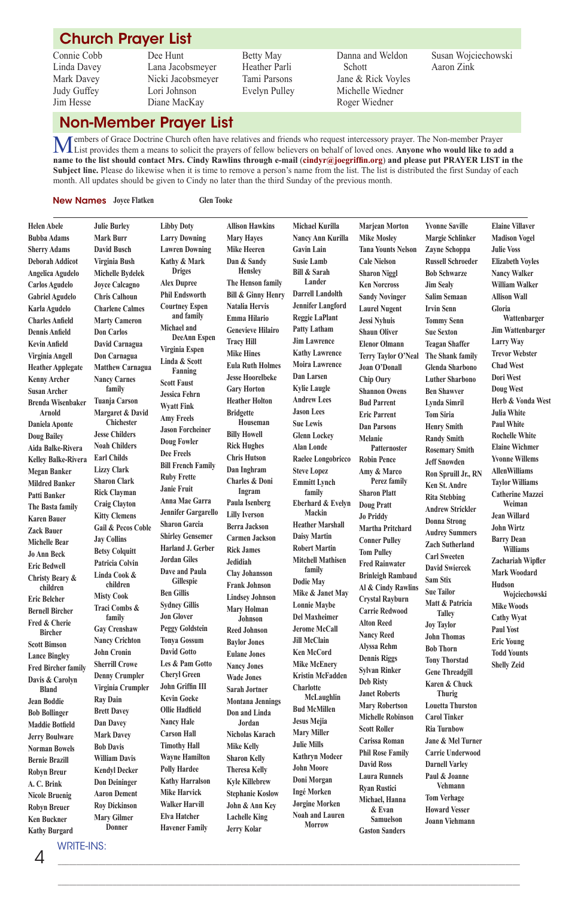## Church Prayer List

Connie Cobb
Linda Davey
Mark Davey
Judy Guffey
Jim Hesse
Dee Hunt
Lana Jacobsmeyer
Nicki Jacobsmeyer
Lori Johnson
Diane MacKay
Betty May
Heather Parli
Tami Parsons
Evelyn Pulley
Danna and Weldon Schott
Jane & Rick Voyles
Michelle Wiedner
Roger Wiedner
Susan Wojciechowski
Aaron Zink

## Non-Member Prayer List

Members of Grace Doctrine Church often have relatives and friends who request intercessory prayer. The Non-member Prayer List provides them a means to solicit the prayers of fellow believers on behalf of loved ones. **Anyone who would like to add a name to the list should contact Mrs. Cindy Rawlins through e-mail (cindyr@joegriffin.org) and please put PRAYER LIST in the Subject line.** Please do likewise when it is time to remove a person's name from the list. The list is distributed the first Sunday of each month. All updates should be given to Cindy no later than the third Sunday of the previous month.

**New Names** Joyce Flatken Glen Tooke

Helen Abele
Bubba Adams
Sherry Adams
Deborah Addicot
Angelica Agudelo
Carlos Agudelo
Gabriel Agudelo
Karla Agudelo
Charles Anfield
Dennis Anfield
Kevin Anfield
Virginia Angell
Heather Applegate
Kenny Archer
Susan Archer
Brenda Wisenbaker Arnold
Daniela Aponte
Doug Bailey
Aida Balke-Rivera
Kelley Balke-Rivera
Megan Banker
Mildred Banker
Patti Banker
The Basta family
Karen Bauer
Zack Bauer
Michelle Bear
Jo Ann Beck
Eric Bedwell
Christy Beary & children
Eric Belcher
Bernell Bircher
Fred & Cherie Bircher
Scott Bimson
Lance Bingley
Fred Bircher family
Davis & Carolyn Bland
Jean Boddie
Bob Bollinger
Maddie Botfield
Jerry Boulware
Norman Bowels
Bernie Brazill
Robyn Breur
A. C. Brink
Nicole Bruenig
Robyn Breuer
Ken Buckner
Kathy Burgard
Julie Burley
Mark Burr
David Busch
Virginia Bush
Michelle Bydelek
Joyce Calcagno
Chris Calhoun
Charlene Calmes
Marty Cameron
Don Carlos
David Carnagua
Don Carnagua
Matthew Carnagua
Nancy Carnes family
Tuanja Carson
Margaret & David Chichester
Jesse Childers
Noah Childers
Earl Childs
Lizzy Clark
Sharon Clark
Rick Clayman
Craig Clayton
Kitty Clemens
Gail & Pecos Coble
Jay Collins
Betsy Colquitt
Patricia Colvin
Linda Cook & children
Misty Cook
Traci Combs & family
Gay Crenshaw
Nancy Crichton
John Cronin
Sherrill Crowe
Denny Crumpler
Virginia Crumpler
Ray Dain
Brett Davey
Dan Davey
Mark Davey
Bob Davis
William Davis
Kendyl Decker
Don Deininger
Aaron Dement
Roy Dickinson
Mary Gilmer Donner
Libby Doty
Larry Downing
Lawren Downing
Kathy & Mark Driges
Alex Dupree
Phil Endsworth
Courtney Espen and family
Michael and DeeAnn Espen
Virginia Espen
Linda & Scott Fanning
Scott Faust
Jessica Fehrn
Wyatt Fink
Amy Freels
Jason Forcheiner
Doug Fowler
Dee Freels
Bill French Family
Ruby Frette
Janie Fruit
Anna Mae Garra
Jennifer Gargarello
Sharon Garcia
Shirley Gensemer
Harland J. Gerber
Jordan Gilles
Dave and Paula Gillespie
Ben Gillis
Sydney Gillis
Jon Glover
Peggy Goldstein
Tonya Gossum
David Gotto
Les & Pam Gotto
Cheryl Green
John Griffin III
Kevin Goeke
Ollie Hadfield
Nancy Hale
Carson Hall
Timothy Hall
Wayne Hamilton
Polly Hardee
Kathy Harralson
Mike Harvick
Walker Harvill
Elva Hatcher
Havener Family
Allison Hawkins
Mary Hayes
Mike Heeren
Dan & Sandy Hensley
The Henson family
Bill & Ginny Henry
Natalia Hervis
Emma Hilario
Genevieve Hilairo
Tracy Hill
Mike Hines
Eula Ruth Holmes
Jesse Hoorelbeke
Gary Horton
Heather Holton
Bridgette Houseman
Billy Howell
Rick Hughes
Chris Hutson
Dan Inghram
Charles & Doni Ingram
Paula Isenberg
Lilly Iverson
Berra Jackson
Carmen Jackson
Rick James
Jedidiah
Clay Johansson
Frank Johnson
Lindsey Johnson
Mary Holman Johnson
Reed Johnson
Baylor Jones
Eulane Jones
Nancy Jones
Wade Jones
Sarah Jortner
Montana Jennings
Don and Linda Jordan
Nicholas Karach
Mike Kelly
Sharon Kelly
Theresa Kelly
Kyle Killebrew
Stephanie Koslow
John & Ann Key
Lachelle King
Jerry Kolar
Michael Kurilla
Nancy Ann Kurilla
Gavin Lain
Susie Lamb
Bill & Sarah Lander
Darrell Landolth
Jennifer Langford
Reggie LaPlant
Patty Latham
Jim Lawrence
Kathy Lawrence
Moira Lawrence
Dan Larsen
Kylie Laugle
Andrew Lees
Jason Lees
Sue Lewis
Glenn Lockey
Alan Londe
Raelee Longobricco
Steve Lopez
Emmitt Lynch family
Eberhard & Evelyn Mackin
Heather Marshall
Daisy Martin
Robert Martin
Mitchell Mathisen family
Dodie May
Mike & Janet May
Lonnie Maybe
Del Maxheimer
Jerome McCall
Jill McClain
Ken McCord
Mike McEnery
Kristin McFadden
Charlotte McLaughlin
Bud McMillen
Jesus Mejia
Mary Miller
Julie Mills
Kathryn Modeer
John Moore
Doni Morgan
Ingé Morken
Jørgine Morken
Noah and Lauren Morrow
Marjean Morton
Mike Mosley
Tana Younts Nelson
Cale Nielson
Sharon Niggl
Ken Norcross
Sandy Novinger
Laurel Nugent
Jessi Nyhuis
Shaun Oliver
Elenor Olmann
Terry Taylor O'Neal
Joan O'Donall
Chip Oury
Shannon Owens
Bud Parrent
Eric Parrent
Dan Parsons
Melanie Patternoster
Robin Pence
Amy & Marco Perez family
Sharon Platt
Doug Pratt
Jo Priddy
Martha Pritchard
Conner Pulley
Tom Pulley
Fred Rainwater
Brinleigh Rambaud
Al & Cindy Rawlins
Crystal Rayburn
Carrie Redwood
Alton Reed
Nancy Reed
Alyssa Rehm
Dennis Riggs
Sylvan Rinker
Deb Risty
Janet Roberts
Mary Robertson
Michelle Robinson
Scott Roller
Carissa Roman
Phil Rose Family
David Ross
Laura Runnels
Ryan Rustici
Michael, Hanna & Evan Samuelson
Gaston Sanders
Yvonne Saville
Margie Schlinker
Zayne Schoppa
Russell Schroeder
Bob Schwarze
Jim Sealy
Salim Semaan
Irvin Senn
Tommy Senn
Sue Sexton
Teagan Shaffer
The Shank family
Glenda Sharbono
Luther Sharbono
Ben Shawver
Lynda Simril
Tom Siria
Henry Smith
Randy Smith
Rosemary Smith
Jeff Snowden
Ron Spruill Jr., RN
Ken St. Andre
Rita Stebbing
Andrew Strickler
Donna Strong
Audrey Summers
Zach Sutherland
Carl Sweeten
David Swiercek
Sam Stix
Sue Tailor
Matt & Patricia Talley
Joy Taylor
John Thomas
Bob Thorn
Tony Thorstad
Gene Threadgill
Karen & Chuck Thurig
Louetta Thurston
Carol Tinker
Ria Turnbow
Jane & Mel Turner
Carrie Underwood
Darnell Varley
Paul & Joanne Vehmann
Tom Verhage
Howard Vesser
Joann Viehmann
Elaine Villaver
Madison Vogel
Julie Voss
Elizabeth Voyles
Nancy Walker
William Walker
Allison Wall
Gloria Wattenbarger
Jim Wattenbarger
Larry Way
Trevor Webster
Chad West
Dori West
Doug West
Herb & Vonda West
Julia White
Paul White
Rochelle White
Elaine Wichmer
Yvonne Willems
AllenWilliams
Taylor Williams
Catherine Mazzei Weiman
Jean Willard
John Wirtz
Barry Dean Williams
Zachariah Wipfler
Mark Woodard
Hudson Wojciechowski
Mike Woods
Cathy Wyat
Paul Yost
Eric Young
Todd Younts
Shelly Zeid

WRITE-INS:

______________________________________________________________

______________________________________________________________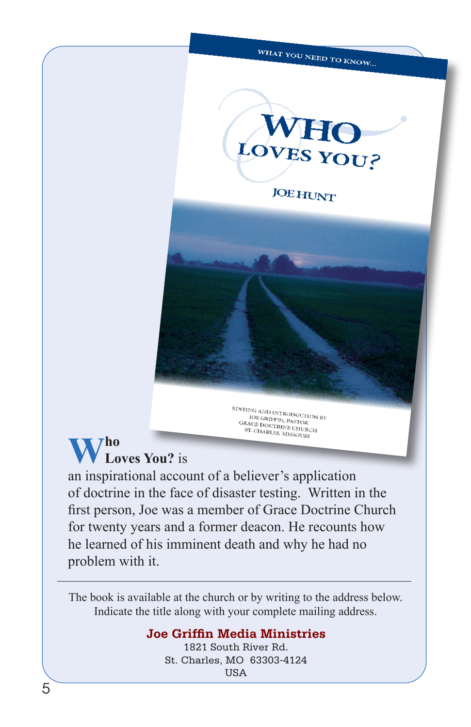**Who Loves You?** is an inspirational account of a believer's application of doctrine in the face of disaster testing. Written in the first person, Joe was a member of Grace Doctrine Church for twenty years and a former deacon. He recounts how he learned of his imminent death and why he had no problem with it.

---

The book is available at the church or by writing to the address below. Indicate the title along with your complete mailing address.

**Joe Griffin Media Ministries**
1821 South River Rd.
St. Charles, MO 63303-4124
USA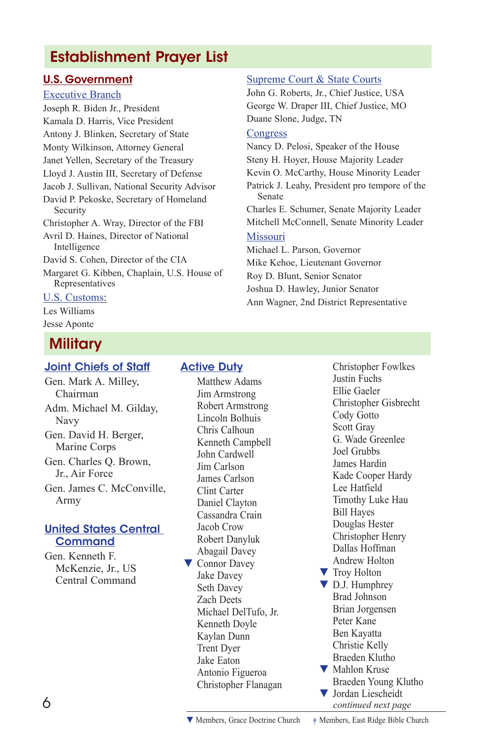# Establishment Prayer List

## U.S. Government

### Executive Branch

Joseph R. Biden Jr., President
Kamala D. Harris, Vice President
Antony J. Blinken, Secretary of State
Monty Wilkinson, Attorney General
Janet Yellen, Secretary of the Treasury
Lloyd J. Austin III, Secretary of Defense
Jacob J. Sullivan, National Security Advisor
David P. Pekoske, Secretary of Homeland Security
Christopher A. Wray, Director of the FBI
Avril D. Haines, Director of National Intelligence
David S. Cohen, Director of the CIA
Margaret G. Kibben, Chaplain, U.S. House of Representatives

### U.S. Customs:

Les Williams
Jesse Aponte

### Supreme Court & State Courts

John G. Roberts, Jr., Chief Justice, USA
George W. Draper III, Chief Justice, MO
Duane Slone, Judge, TN

### Congress

Nancy D. Pelosi, Speaker of the House
Steny H. Hoyer, House Majority Leader
Kevin O. McCarthy, House Minority Leader
Patrick J. Leahy, President pro tempore of the Senate
Charles E. Schumer, Senate Majority Leader
Mitchell McConnell, Senate Minority Leader

### Missouri

Michael L. Parson, Governor
Mike Kehoe, Lieutenant Governor
Roy D. Blunt, Senior Senator
Joshua D. Hawley, Junior Senator
Ann Wagner, 2nd District Representative

# Military

## Joint Chiefs of Staff

Gen. Mark A. Milley, Chairman
Adm. Michael M. Gilday, Navy
Gen. David H. Berger, Marine Corps
Gen. Charles Q. Brown, Jr., Air Force
Gen. James C. McConville, Army

## United States Central Command

Gen. Kenneth F. McKenzie, Jr., US Central Command

## Active Duty

Matthew Adams
Jim Armstrong
Robert Armstrong
Lincoln Bolhuis
Chris Calhoun
Kenneth Campbell
John Cardwell
Jim Carlson
James Carlson
Clint Carter
Daniel Clayton
Cassandra Crain
Jacob Crow
Robert Danyluk
Abagail Davey
▼ Connor Davey
Jake Davey
Seth Davey
Zach Deets
Michael DelTufo, Jr.
Kenneth Doyle
Kaylan Dunn
Trent Dyer
Jake Eaton
Antonio Figueroa
Christopher Flanagan
Christopher Fowlkes
Justin Fuchs
Ellie Gaeler
Christopher Gisbrecht
Cody Gotto
Scott Gray
G. Wade Greenlee
Joel Grubbs
James Hardin
Kade Cooper Hardy
Lee Hatfield
Timothy Luke Hau
Bill Hayes
Douglas Hester
Christopher Henry
Dallas Hoffman
Andrew Holton
▼ Troy Holton
▼ D.J. Humphrey
Brad Johnson
Brian Jorgensen
Peter Kane
Ben Kayatta
Christie Kelly
Braeden Klutho
▼ Mahlon Kruse
Braeden Young Klutho
▼ Jordan Liescheidt

*continued next page*

▼ Members, Grace Doctrine Church † Members, East Ridge Bible Church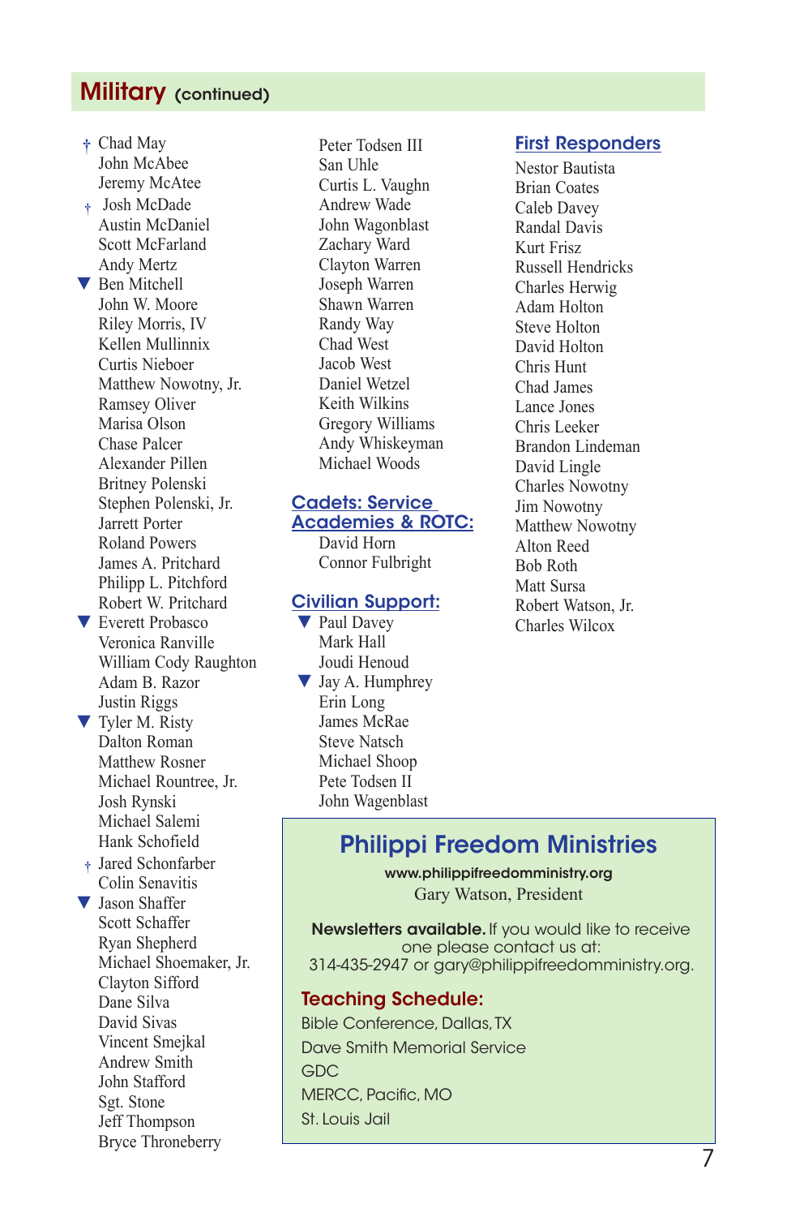## Military (continued)

† Chad May
John McAbee
Jeremy McAtee
† Josh McDade
Austin McDaniel
Scott McFarland
Andy Mertz
▼ Ben Mitchell
John W. Moore
Riley Morris, IV
Kellen Mullinnix
Curtis Nieboer
Matthew Nowotny, Jr.
Ramsey Oliver
Marisa Olson
Chase Palcer
Alexander Pillen
Britney Polenski
Stephen Polenski, Jr.
Jarrett Porter
Roland Powers
James A. Pritchard
Philipp L. Pitchford
Robert W. Pritchard
▼ Everett Probasco
Veronica Ranville
William Cody Raughton
Adam B. Razor
Justin Riggs
▼ Tyler M. Risty
Dalton Roman
Matthew Rosner
Michael Rountree, Jr.
Josh Rynski
Michael Salemi
Hank Schofield
† Jared Schonfarber
Colin Senavitis
▼ Jason Shaffer
Scott Schaffer
Ryan Shepherd
Michael Shoemaker, Jr.
Clayton Sifford
Dane Silva
David Sivas
Vincent Smejkal
Andrew Smith
John Stafford
Sgt. Stone
Jeff Thompson
Bryce Throneberry
Peter Todsen III
San Uhle
Curtis L. Vaughn
Andrew Wade
John Wagonblast
Zachary Ward
Clayton Warren
Joseph Warren
Shawn Warren
Randy Way
Chad West
Jacob West
Daniel Wetzel
Keith Wilkins
Gregory Williams
Andy Whiskeyman
Michael Woods

### Cadets: Service Academies & ROTC:

David Horn
Connor Fulbright

### Civilian Support:

▼ Paul Davey
Mark Hall
Joudi Henoud
▼ Jay A. Humphrey
Erin Long
James McRae
Steve Natsch
Michael Shoop
Pete Todsen II
John Wagenblast

### First Responders

Nestor Bautista
Brian Coates
Caleb Davey
Randal Davis
Kurt Frisz
Russell Hendricks
Charles Herwig
Adam Holton
Steve Holton
David Holton
Chris Hunt
Chad James
Lance Jones
Chris Leeker
Brandon Lindeman
David Lingle
Charles Nowotny
Jim Nowotny
Matthew Nowotny
Alton Reed
Bob Roth
Matt Sursa
Robert Watson, Jr.
Charles Wilcox

## Philippi Freedom Ministries

**www.philippifreedomministry.org**
Gary Watson, President

**Newsletters available.** If you would like to receive one please contact us at: 314-435-2947 or gary@philippifreedomministry.org.

### Teaching Schedule:

Bible Conference, Dallas, TX
Dave Smith Memorial Service
GDC
MERCC, Pacific, MO
St. Louis Jail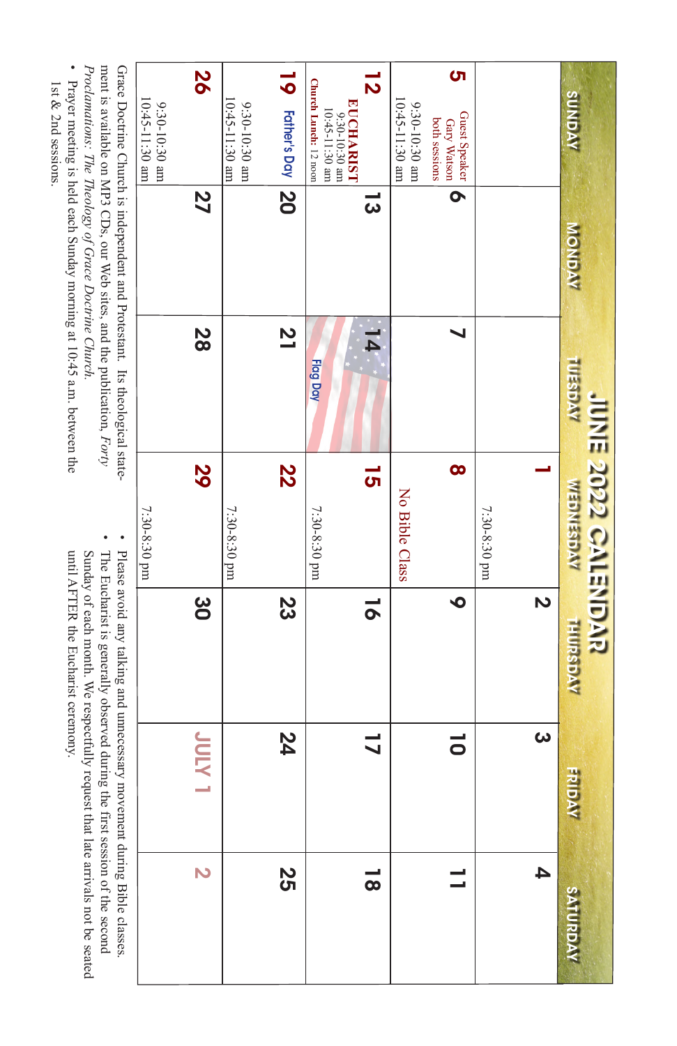# JUNE 2022 CALENDAR

| SUNDAY | MONDAY | TUESDAY | WEDNESDAY | THURSDAY | FRIDAY | SATURDAY |
|---|---|---|---|---|---|---|
| | | | **1** 7:30-8:30 pm | **2** | **3** | **4** |
| **5** Guest Speaker Gary Watson both sessions 9:30-10:30 am 10:45-11:30 am | **6** | **7** | **8** No Bible Class | **9** | **10** | **11** |
| **12** EUCHARIST 9:30-10:30 am 10:45-11:30 am Church Lunch: 12 noon | **13** | **14** Flag Day | **15** 7:30-8:30 pm | **16** | **17** | **18** |
| **19** Father's Day 9:30-10:30 am 10:45-11:30 am | **20** | **21** | **22** 7:30-8:30 pm | **23** | **24** | **25** |
| **26** 9:30-10:30 am 10:45-11:30 am | **27** | **28** | **29** 7:30-8:30 pm | **30** | **JULY 1** | **2** |

Grace Doctrine Church is independent and Protestant. Its theological statement is available on MP3 CDs, our Web sites, and the publication, *Forty Proclamations: The Theology of Grace Doctrine Church.*

- Prayer meeting is held each Sunday morning at 10:45 a.m. between the 1st & 2nd sessions.
- Please avoid any talking and unnecessary movement during Bible classes.
- The Eucharist is generally observed during the first session of the second Sunday of each month. We respectfully request that late arrivals not be seated until AFTER the Eucharist ceremony.